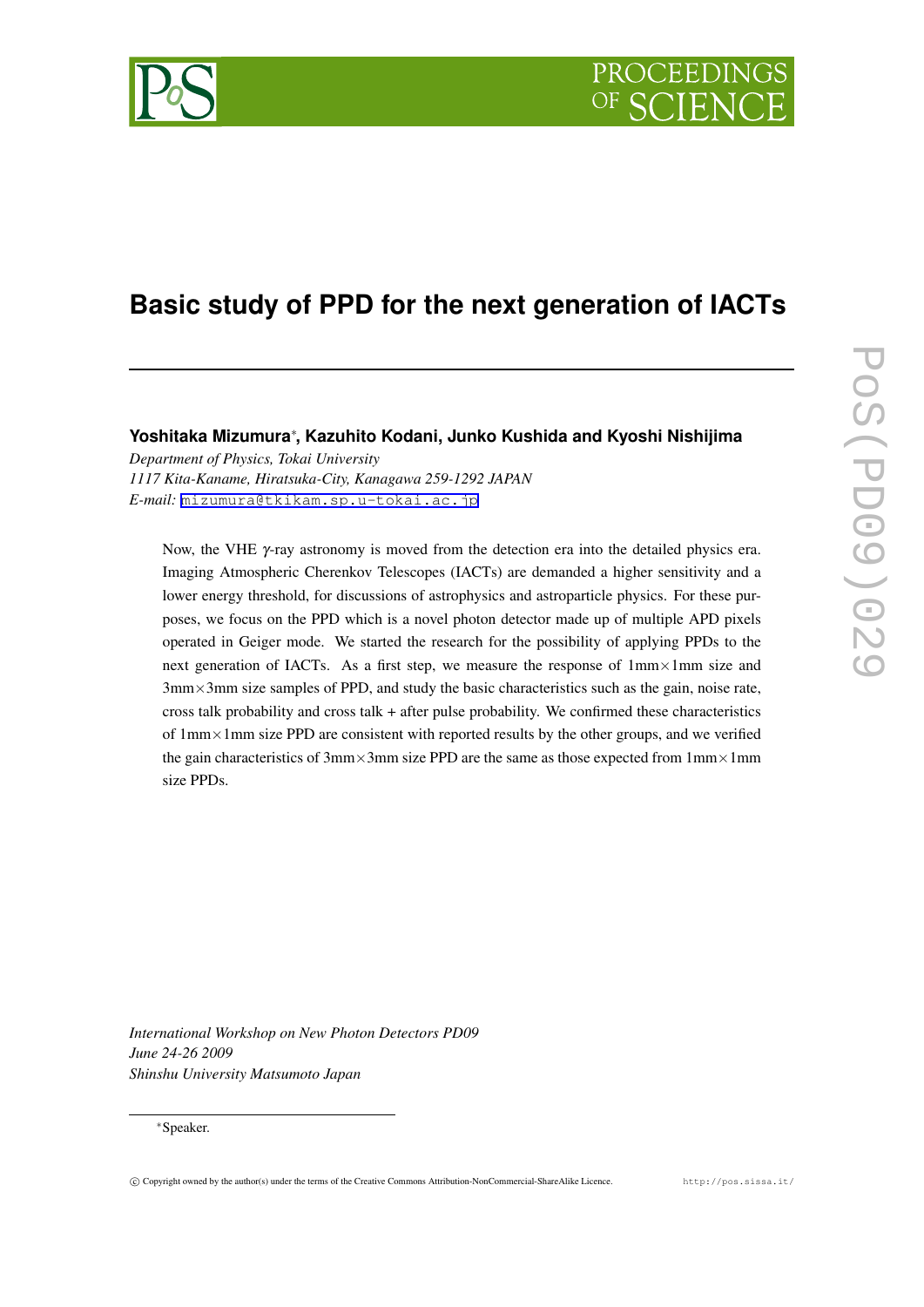# Basic study of PPD for the next generation of IACTs

**Yoshitaka Mizumura***, **Kazuhito Kodani, Junko Kushida and Kyoshi Nishijima**

*Department of Physics, Tokai University*
*1117 Kita-Kaname, Hiratsuka-City, Kanagawa 259-1292 JAPAN*
*E-mail:* mizumura@tkikam.sp.u-tokai.ac.jp

Now, the VHE $\gamma$-ray astronomy is moved from the detection era into the detailed physics era. Imaging Atmospheric Cherenkov Telescopes (IACTs) are demanded a higher sensitivity and a lower energy threshold, for discussions of astrophysics and astroparticle physics. For these purposes, we focus on the PPD which is a novel photon detector made up of multiple APD pixels operated in Geiger mode. We started the research for the possibility of applying PPDs to the next generation of IACTs. As a first step, we measure the response of 1mm$\times$1mm size and 3mm$\times$3mm size samples of PPD, and study the basic characteristics such as the gain, noise rate, cross talk probability and cross talk + after pulse probability. We confirmed these characteristics of 1mm$\times$1mm size PPD are consistent with reported results by the other groups, and we verified the gain characteristics of 3mm$\times$3mm size PPD are the same as those expected from 1mm$\times$1mm size PPDs.

*International Workshop on New Photon Detectors PD09*
*June 24-26 2009*
*Shinshu University Matsumoto Japan*

*Speaker.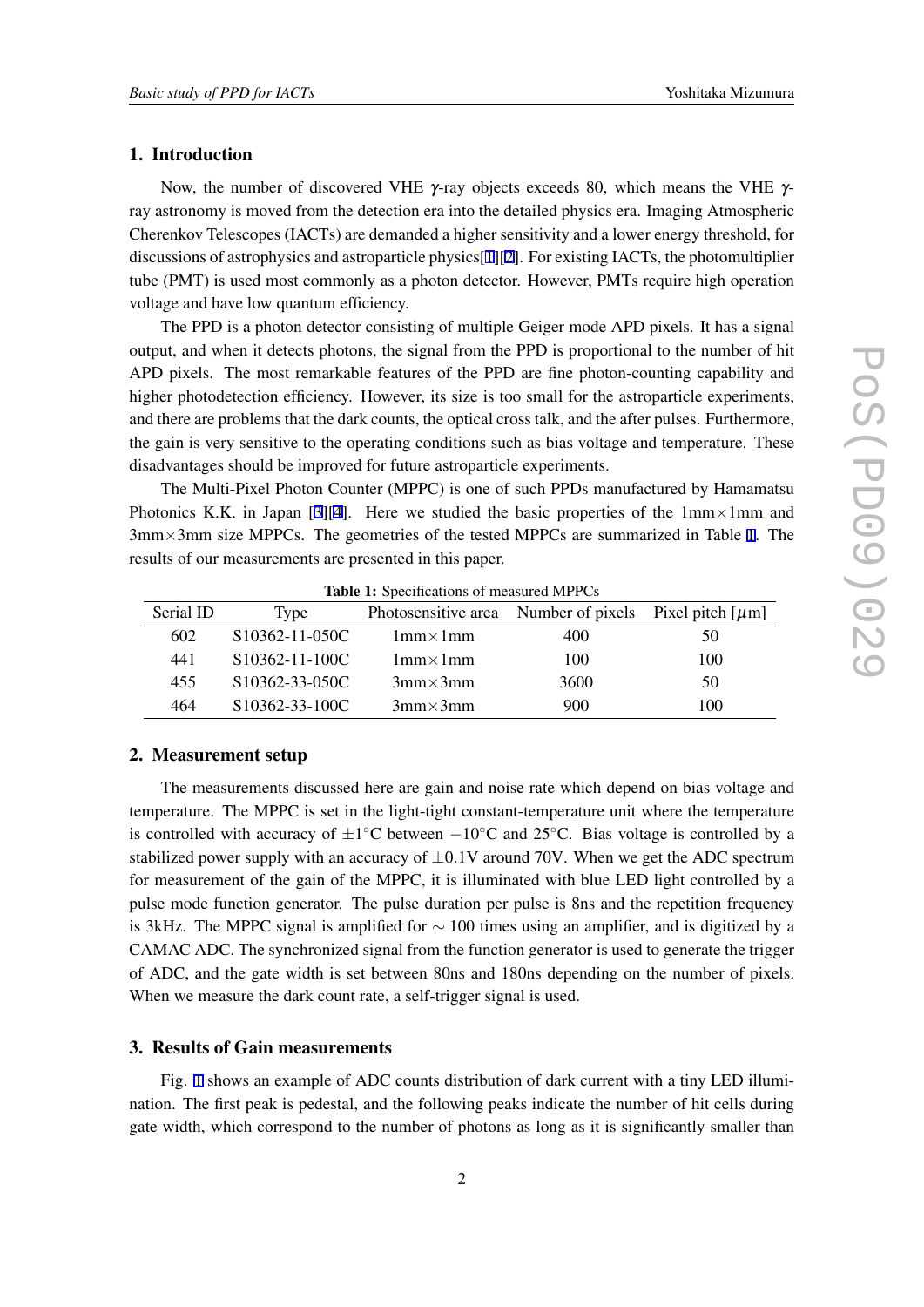## 1. Introduction

Now, the number of discovered VHE $\gamma$-ray objects exceeds 80, which means the VHE $\gamma$-ray astronomy is moved from the detection era into the detailed physics era. Imaging Atmospheric Cherenkov Telescopes (IACTs) are demanded a higher sensitivity and a lower energy threshold, for discussions of astrophysics and astroparticle physics[1][2]. For existing IACTs, the photomultiplier tube (PMT) is used most commonly as a photon detector. However, PMTs require high operation voltage and have low quantum efficiency.

The PPD is a photon detector consisting of multiple Geiger mode APD pixels. It has a signal output, and when it detects photons, the signal from the PPD is proportional to the number of hit APD pixels. The most remarkable features of the PPD are fine photon-counting capability and higher photodetection efficiency. However, its size is too small for the astroparticle experiments, and there are problems that the dark counts, the optical cross talk, and the after pulses. Furthermore, the gain is very sensitive to the operating conditions such as bias voltage and temperature. These disadvantages should be improved for future astroparticle experiments.

The Multi-Pixel Photon Counter (MPPC) is one of such PPDs manufactured by Hamamatsu Photonics K.K. in Japan [3][4]. Here we studied the basic properties of the 1mm×1mm and 3mm×3mm size MPPCs. The geometries of the tested MPPCs are summarized in Table 1. The results of our measurements are presented in this paper.

**Table 1:** Specifications of measured MPPCs

| Serial ID | Type | Photosensitive area | Number of pixels | Pixel pitch [$\mu$m] |
|---|---|---|---|---|
| 602 | S10362-11-050C | 1mm×1mm | 400 | 50 |
| 441 | S10362-11-100C | 1mm×1mm | 100 | 100 |
| 455 | S10362-33-050C | 3mm×3mm | 3600 | 50 |
| 464 | S10362-33-100C | 3mm×3mm | 900 | 100 |

## 2. Measurement setup

The measurements discussed here are gain and noise rate which depend on bias voltage and temperature. The MPPC is set in the light-tight constant-temperature unit where the temperature is controlled with accuracy of ±1°C between −10°C and 25°C. Bias voltage is controlled by a stabilized power supply with an accuracy of ±0.1V around 70V. When we get the ADC spectrum for measurement of the gain of the MPPC, it is illuminated with blue LED light controlled by a pulse mode function generator. The pulse duration per pulse is 8ns and the repetition frequency is 3kHz. The MPPC signal is amplified for $\sim$ 100 times using an amplifier, and is digitized by a CAMAC ADC. The synchronized signal from the function generator is used to generate the trigger of ADC, and the gate width is set between 80ns and 180ns depending on the number of pixels. When we measure the dark count rate, a self-trigger signal is used.

## 3. Results of Gain measurements

Fig. 1 shows an example of ADC counts distribution of dark current with a tiny LED illumination. The first peak is pedestal, and the following peaks indicate the number of hit cells during gate width, which correspond to the number of photons as long as it is significantly smaller than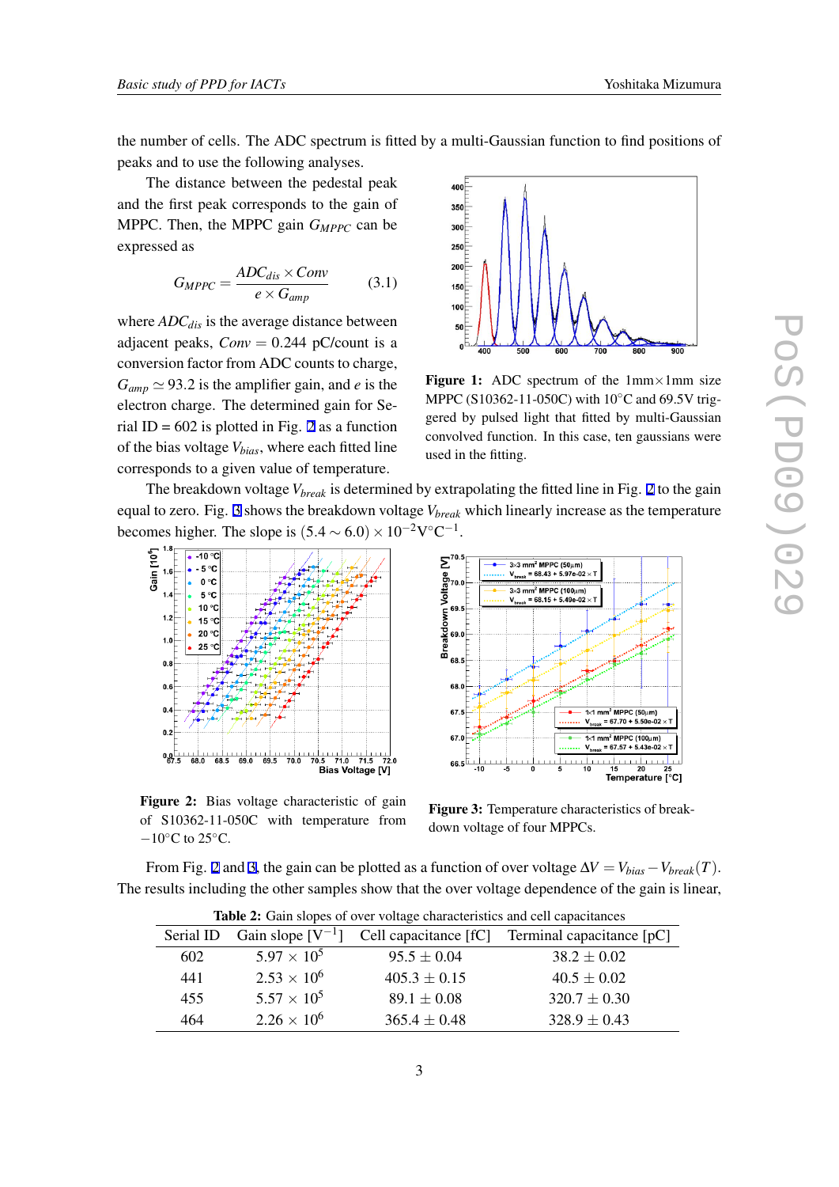the number of cells. The ADC spectrum is fitted by a multi-Gaussian function to find positions of peaks and to use the following analyses.

The distance between the pedestal peak and the first peak corresponds to the gain of MPPC. Then, the MPPC gain $G_{MPPC}$ can be expressed as

$$G_{MPPC} = \frac{ADC_{dis} \times Conv}{e \times G_{amp}} \tag{3.1}$$

where $ADC_{dis}$ is the average distance between adjacent peaks, $Conv = 0.244$ pC/count is a conversion factor from ADC counts to charge, $G_{amp} \simeq 93.2$ is the amplifier gain, and $e$ is the electron charge. The determined gain for Serial ID = 602 is plotted in Fig. 2 as a function of the bias voltage $V_{bias}$, where each fitted line corresponds to a given value of temperature.

**Figure 1:** ADC spectrum of the 1mm×1mm size MPPC (S10362-11-050C) with 10°C and 69.5V triggered by pulsed light that fitted by multi-Gaussian convolved function. In this case, ten gaussians were used in the fitting.

The breakdown voltage $V_{break}$ is determined by extrapolating the fitted line in Fig. 2 to the gain equal to zero. Fig. 3 shows the breakdown voltage $V_{break}$ which linearly increase as the temperature becomes higher. The slope is $(5.4 \sim 6.0) \times 10^{-2}$V°C$^{-1}$.

**Figure 2:** Bias voltage characteristic of gain of S10362-11-050C with temperature from −10°C to 25°C.

**Figure 3:** Temperature characteristics of breakdown voltage of four MPPCs.

From Fig. 2 and 3, the gain can be plotted as a function of over voltage $\Delta V = V_{bias} - V_{break}(T)$. The results including the other samples show that the over voltage dependence of the gain is linear,

**Table 2:** Gain slopes of over voltage characteristics and cell capacitances

| Serial ID | Gain slope [V$^{-1}$] | Cell capacitance [fC] | Terminal capacitance [pC] |
|---|---|---|---|
| 602 | $5.97 \times 10^5$ | $95.5 \pm 0.04$ | $38.2 \pm 0.02$ |
| 441 | $2.53 \times 10^6$ | $405.3 \pm 0.15$ | $40.5 \pm 0.02$ |
| 455 | $5.57 \times 10^5$ | $89.1 \pm 0.08$ | $320.7 \pm 0.30$ |
| 464 | $2.26 \times 10^6$ | $365.4 \pm 0.48$ | $328.9 \pm 0.43$ |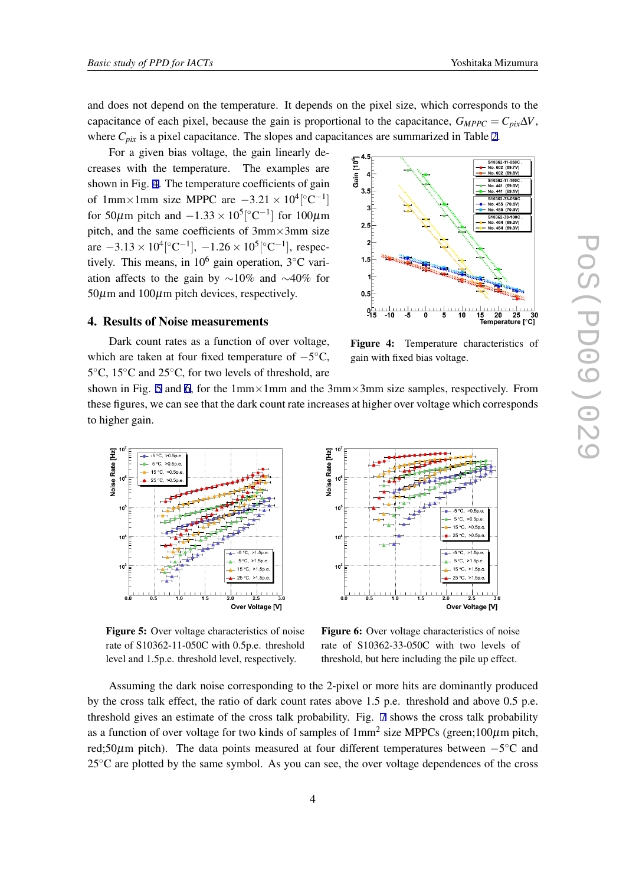and does not depend on the temperature. It depends on the pixel size, which corresponds to the capacitance of each pixel, because the gain is proportional to the capacitance, $G_{MPPC} = C_{pix}\Delta V$, where $C_{pix}$ is a pixel capacitance. The slopes and capacitances are summarized in Table 2.

For a given bias voltage, the gain linearly decreases with the temperature. The examples are shown in Fig. 4. The temperature coefficients of gain of 1mm×1mm size MPPC are $-3.21 \times 10^4 [^\circ\mathrm{C}^{-1}]$ for 50$\mu$m pitch and $-1.33 \times 10^5 [^\circ\mathrm{C}^{-1}]$ for 100$\mu$m pitch, and the same coefficients of 3mm×3mm size are $-3.13 \times 10^4 [^\circ\mathrm{C}^{-1}]$, $-1.26 \times 10^5 [^\circ\mathrm{C}^{-1}]$, respectively. This means, in $10^6$ gain operation, 3°C variation affects to the gain by ∼10% and ∼40% for 50$\mu$m and 100$\mu$m pitch devices, respectively.

**Figure 4:** Temperature characteristics of gain with fixed bias voltage.

## 4. Results of Noise measurements

Dark count rates as a function of over voltage, which are taken at four fixed temperature of −5°C, 5°C, 15°C and 25°C, for two levels of threshold, are shown in Fig. 5 and 6, for the 1mm×1mm and the 3mm×3mm size samples, respectively. From these figures, we can see that the dark count rate increases at higher over voltage which corresponds to higher gain.

**Figure 5:** Over voltage characteristics of noise rate of S10362-11-050C with 0.5p.e. threshold level and 1.5p.e. threshold level, respectively.

**Figure 6:** Over voltage characteristics of noise rate of S10362-33-050C with two levels of threshold, but here including the pile up effect.

Assuming the dark noise corresponding to the 2-pixel or more hits are dominantly produced by the cross talk effect, the ratio of dark count rates above 1.5 p.e. threshold and above 0.5 p.e. threshold gives an estimate of the cross talk probability. Fig. 7 shows the cross talk probability as a function of over voltage for two kinds of samples of 1mm$^2$ size MPPCs (green;100$\mu$m pitch, red;50$\mu$m pitch). The data points measured at four different temperatures between −5°C and 25°C are plotted by the same symbol. As you can see, the over voltage dependences of the cross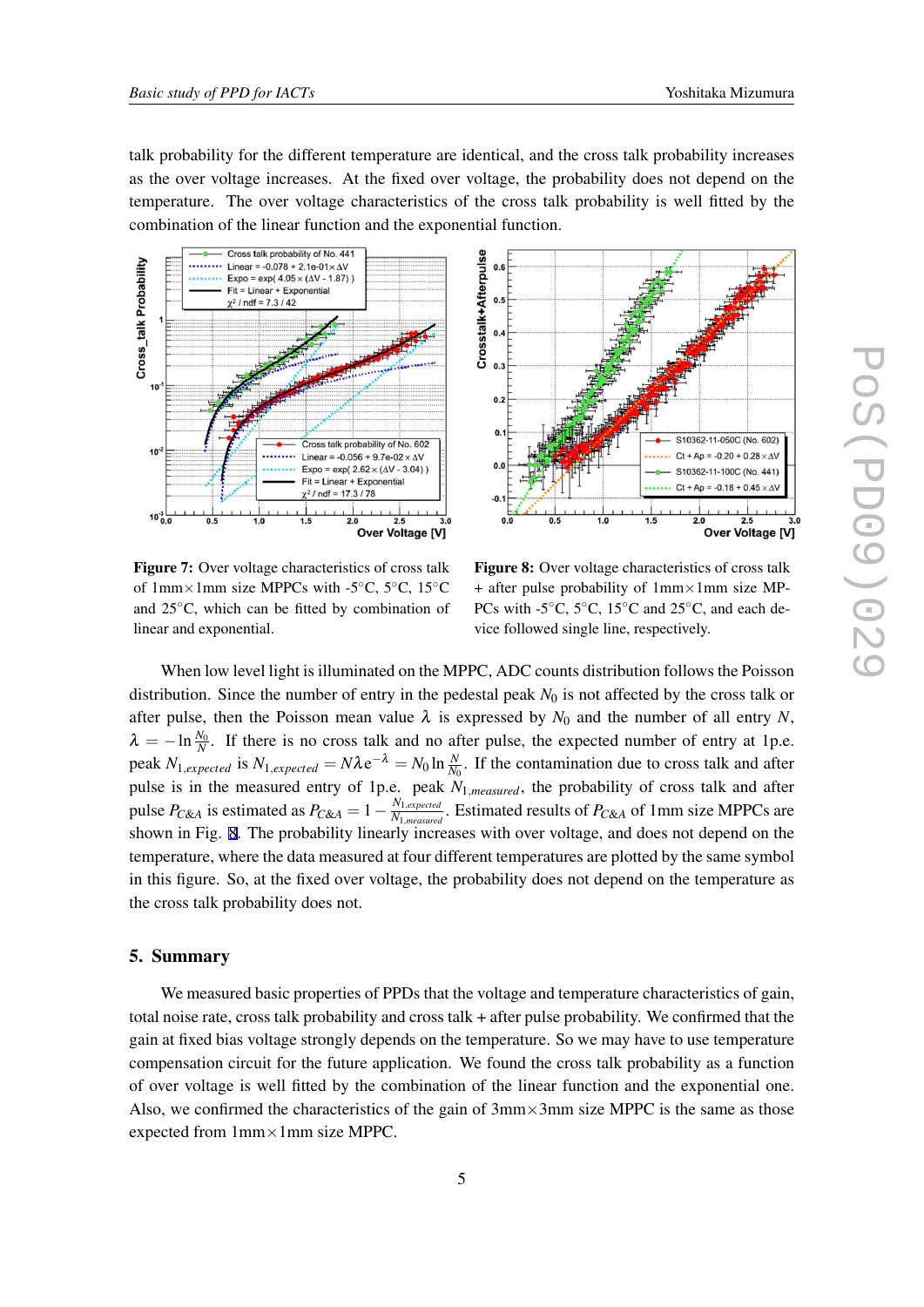talk probability for the different temperature are identical, and the cross talk probability increases as the over voltage increases. At the fixed over voltage, the probability does not depend on the temperature. The over voltage characteristics of the cross talk probability is well fitted by the combination of the linear function and the exponential function.

**Figure 7:** Over voltage characteristics of cross talk of 1mm×1mm size MPPCs with -5°C, 5°C, 15°C and 25°C, which can be fitted by combination of linear and exponential.

**Figure 8:** Over voltage characteristics of cross talk + after pulse probability of 1mm×1mm size MPPCs with -5°C, 5°C, 15°C and 25°C, and each device followed single line, respectively.

When low level light is illuminated on the MPPC, ADC counts distribution follows the Poisson distribution. Since the number of entry in the pedestal peak $N_0$ is not affected by the cross talk or after pulse, then the Poisson mean value $\lambda$ is expressed by $N_0$ and the number of all entry $N$, $\lambda = -\ln \frac{N_0}{N}$. If there is no cross talk and no after pulse, the expected number of entry at 1p.e. peak $N_{1,expected}$ is $N_{1,expected} = N\lambda e^{-\lambda} = N_0 \ln \frac{N}{N_0}$. If the contamination due to cross talk and after pulse is in the measured entry of 1p.e. peak $N_{1,measured}$, the probability of cross talk and after pulse $P_{C\&A}$ is estimated as $P_{C\&A} = 1 - \frac{N_{1,expected}}{N_{1,measured}}$. Estimated results of $P_{C\&A}$ of 1mm size MPPCs are shown in Fig. 8. The probability linearly increases with over voltage, and does not depend on the temperature, where the data measured at four different temperatures are plotted by the same symbol in this figure. So, at the fixed over voltage, the probability does not depend on the temperature as the cross talk probability does not.

## 5. Summary

We measured basic properties of PPDs that the voltage and temperature characteristics of gain, total noise rate, cross talk probability and cross talk + after pulse probability. We confirmed that the gain at fixed bias voltage strongly depends on the temperature. So we may have to use temperature compensation circuit for the future application. We found the cross talk probability as a function of over voltage is well fitted by the combination of the linear function and the exponential one. Also, we confirmed the characteristics of the gain of 3mm×3mm size MPPC is the same as those expected from 1mm×1mm size MPPC.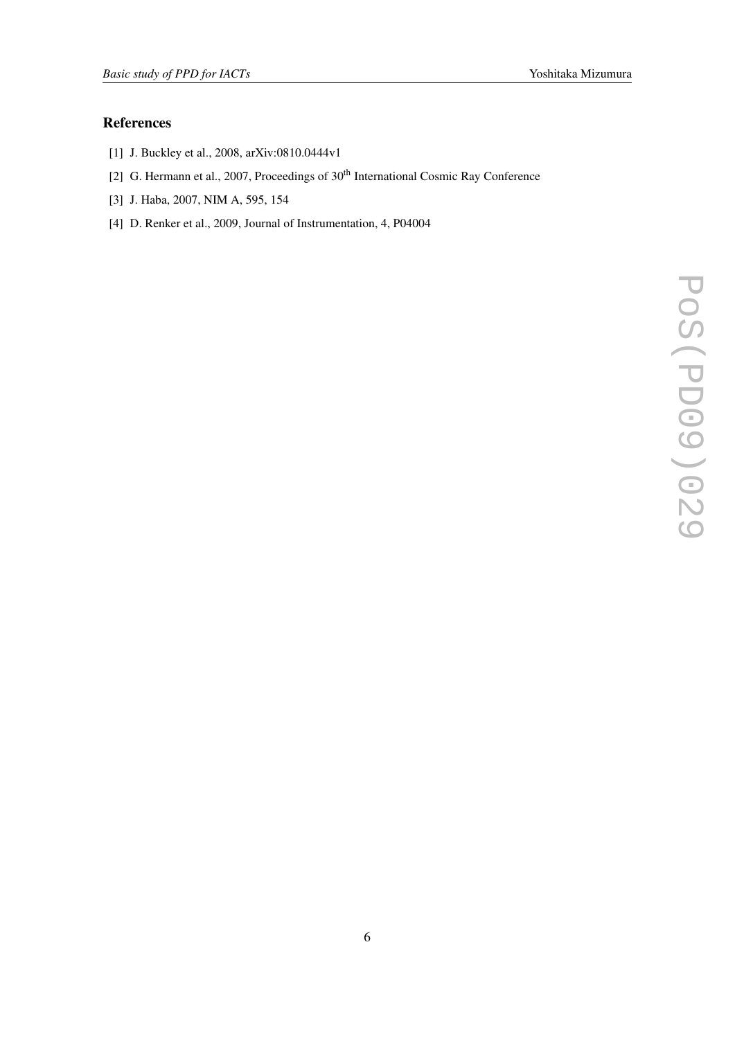## References

[1] J. Buckley et al., 2008, arXiv:0810.0444v1

[2] G. Hermann et al., 2007, Proceedings of $30^{\text{th}}$ International Cosmic Ray Conference

[3] J. Haba, 2007, NIM A, 595, 154

[4] D. Renker et al., 2009, Journal of Instrumentation, 4, P04004